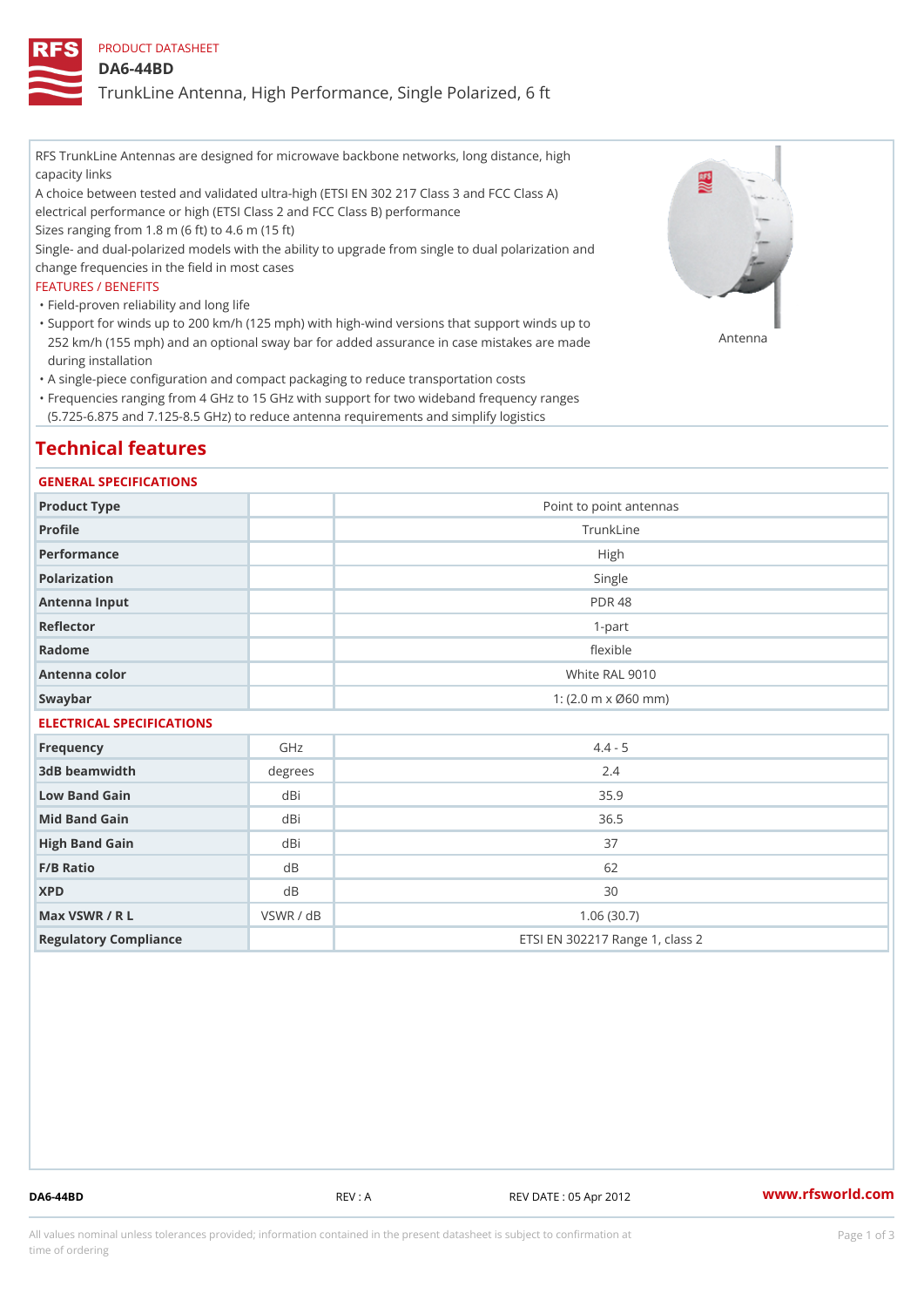PRODUCT DATASHEET

# DA6-44BD

## TrunkLine Antenna, High Performance, Single Polarized, 6 ft

RFS TrunkLine Antennas are designed for microwave backbone networks, long distance, high capacity links

A choice between tested and validated ultra-high (ETSI EN 302 217 Class 3 and FCC Class A) electrical performance or high (ETSI Class 2 and FCC Class B) performance

Sizes ranging from 1.8 m (6 ft) to 4.6 m (15 ft)

Single- and dual-polarized models with the ability to upgrade from single to dual polarization and change frequencies in the field in most cases

FEATURES / BENEFITS

- Field-proven reliability and long life
- Support for winds up to 200 km/h (125 mph) with high-wind versions that support winds up to 252 km/h (155 mph) and an optional sway bar for added assurance in case mistakes are made during installation
- A single-piece configuration and compact packaging to reduce transportation costs
- Frequencies ranging from 4 GHz to 15 GHz with support for two wideband frequency ranges (5.725-6.875 and 7.125-8.5 GHz) to reduce antenna requirements and simplify logistics

Antenna

## Technical features

### GENERAL SPECIFICATIONS

| | | |
|---|---|---|
| Product Type | | Point to point antennas |
| Profile | | TrunkLine |
| Performance | | High |
| Polarization | | Single |
| Antenna Input | | PDR 48 |
| Reflector | | 1-part |
| Radome | | flexible |
| Antenna color | | White RAL 9010 |
| Swaybar | | 1: (2.0 m x Ø60 mm) |

### ELECTRICAL SPECIFICATIONS

| | | |
|---|---|---|
| Frequency | GHz | 4.4 - 5 |
| 3dB beamwidth | degrees | 2.4 |
| Low Band Gain | dBi | 35.9 |
| Mid Band Gain | dBi | 36.5 |
| High Band Gain | dBi | 37 |
| F/B Ratio | dB | 62 |
| XPD | dB | 30 |
| Max VSWR / R L | VSWR / dB | 1.06 (30.7) |
| Regulatory Compliance | | ETSI EN 302217 Range 1, class 2 |

DA6-44BD REV : A REV DATE : 05 Apr 2012 www.rfsworld.com

All values nominal unless tolerances provided; information contained in the present datasheet is subject to confirmation at time of ordering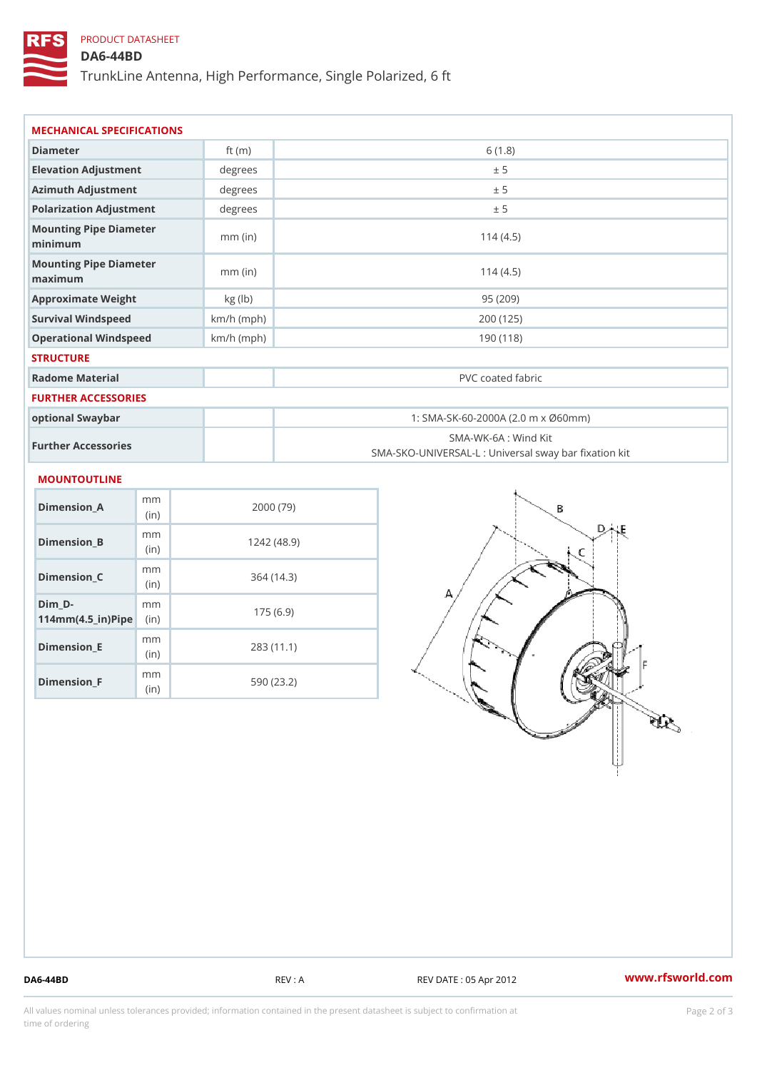PRODUCT DATASHEET

# DA6-44BD

TrunkLine Antenna, High Performance, Single Polarized, 6 ft

## MECHANICAL SPECIFICATIONS

| | | |
|---|---|---|
| Diameter | ft (m) | 6 (1.8) |
| Elevation Adjustment | degrees | ± 5 |
| Azimuth Adjustment | degrees | ± 5 |
| Polarization Adjustment | degrees | ± 5 |
| Mounting Pipe Diameter minimum | mm (in) | 114 (4.5) |
| Mounting Pipe Diameter maximum | mm (in) | 114 (4.5) |
| Approximate Weight | kg (lb) | 95 (209) |
| Survival Windspeed | km/h (mph) | 200 (125) |
| Operational Windspeed | km/h (mph) | 190 (118) |

## STRUCTURE

| | | |
|---|---|---|
| Radome Material | | PVC coated fabric |

## FURTHER ACCESSORIES

| | | |
|---|---|---|
| optional Swaybar | | 1: SMA-SK-60-2000A (2.0 m x Ø60mm) |
| Further Accessories | | SMA-WK-6A : Wind Kit<br>SMA-SKO-UNIVERSAL-L : Universal sway bar fixation kit |

## MOUNTOUTLINE

| | | |
|---|---|---|
| Dimension_A | mm (in) | 2000 (79) |
| Dimension_B | mm (in) | 1242 (48.9) |
| Dimension_C | mm (in) | 364 (14.3) |
| Dim_D-114mm(4.5_in)Pipe | mm (in) | 175 (6.9) |
| Dimension_E | mm (in) | 283 (11.1) |
| Dimension_F | mm (in) | 590 (23.2) |

DA6-44BD REV : A REV DATE : 05 Apr 2012 www.rfsworld.com

All values nominal unless tolerances provided; information contained in the present datasheet is subject to confirmation at time of ordering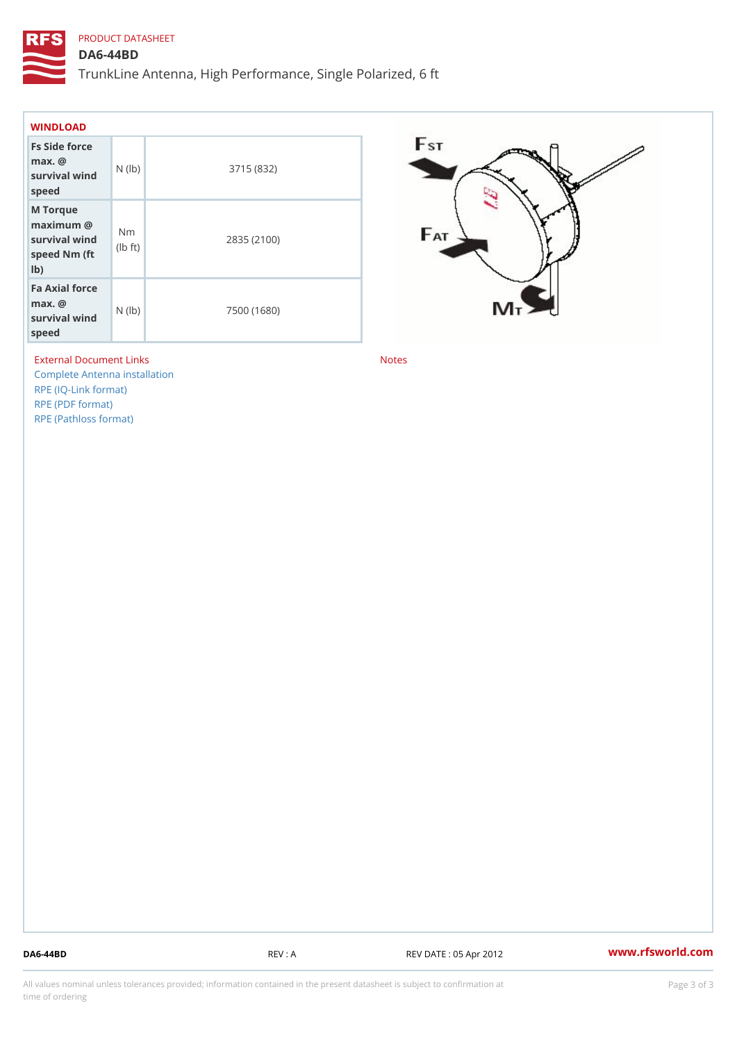PRODUCT DATASHEET

# DA6-44BD

TrunkLine Antenna, High Performance, Single Polarized, 6 ft

## WINDLOAD

| | | |
|---|---|---|
| Fs Side force max. @ survival wind speed | N (lb) | 3715 (832) |
| M Torque maximum @ survival wind speed Nm (ft lb) | Nm (lb ft) | 2835 (2100) |
| Fa Axial force max. @ survival wind speed | N (lb) | 7500 (1680) |

FST

FAT

MT

External Document Links

Complete Antenna installation

RPE (IQ-Link format)

RPE (PDF format)

RPE (Pathloss format)

Notes

DA6-44BD REV : A REV DATE : 05 Apr 2012 www.rfsworld.com

All values nominal unless tolerances provided; information contained in the present datasheet is subject to confirmation at time of ordering